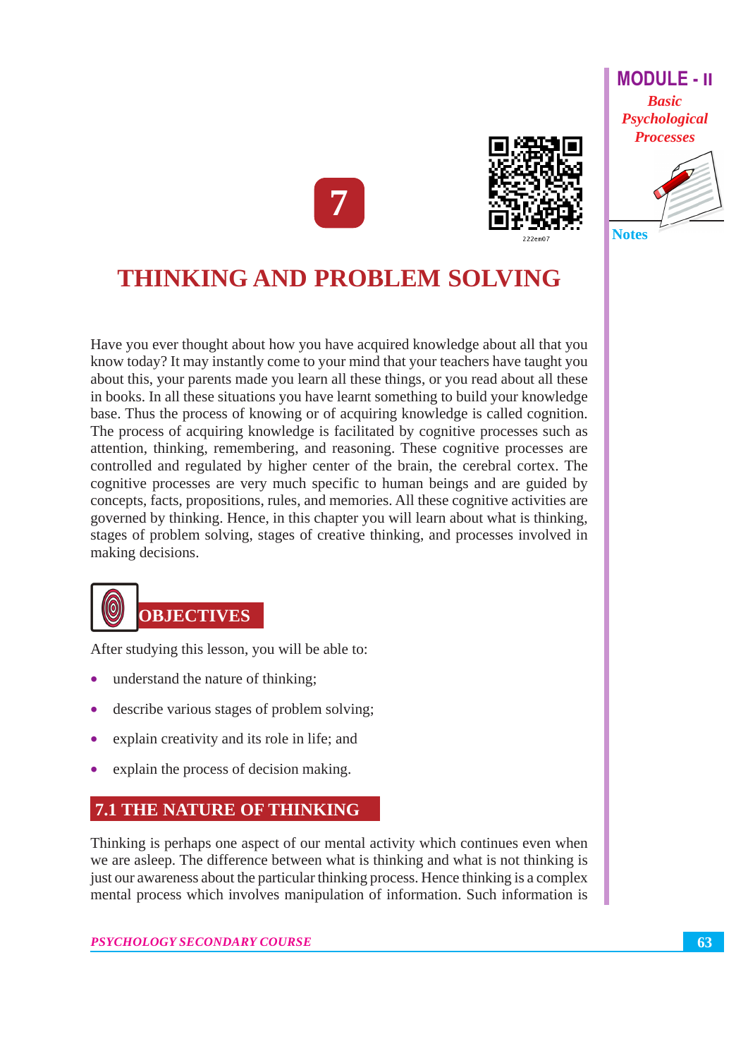# 7

# THINKING AND PROBLEM SOLVING

Have you ever thought about how you have acquired knowledge about all that you know today? It may instantly come to your mind that your teachers have taught you about this, your parents made you learn all these things, or you read about all these in books. In all these situations you have learnt something to build your knowledge base. Thus the process of knowing or of acquiring knowledge is called cognition. The process of acquiring knowledge is facilitated by cognitive processes such as attention, thinking, remembering, and reasoning. These cognitive processes are controlled and regulated by higher center of the brain, the cerebral cortex. The cognitive processes are very much specific to human beings and are guided by concepts, facts, propositions, rules, and memories. All these cognitive activities are governed by thinking. Hence, in this chapter you will learn about what is thinking, stages of problem solving, stages of creative thinking, and processes involved in making decisions.

## OBJECTIVES

After studying this lesson, you will be able to:

- understand the nature of thinking;
- describe various stages of problem solving;
- explain creativity and its role in life; and
- explain the process of decision making.

## 7.1 THE NATURE OF THINKING

Thinking is perhaps one aspect of our mental activity which continues even when we are asleep. The difference between what is thinking and what is not thinking is just our awareness about the particular thinking process. Hence thinking is a complex mental process which involves manipulation of information. Such information is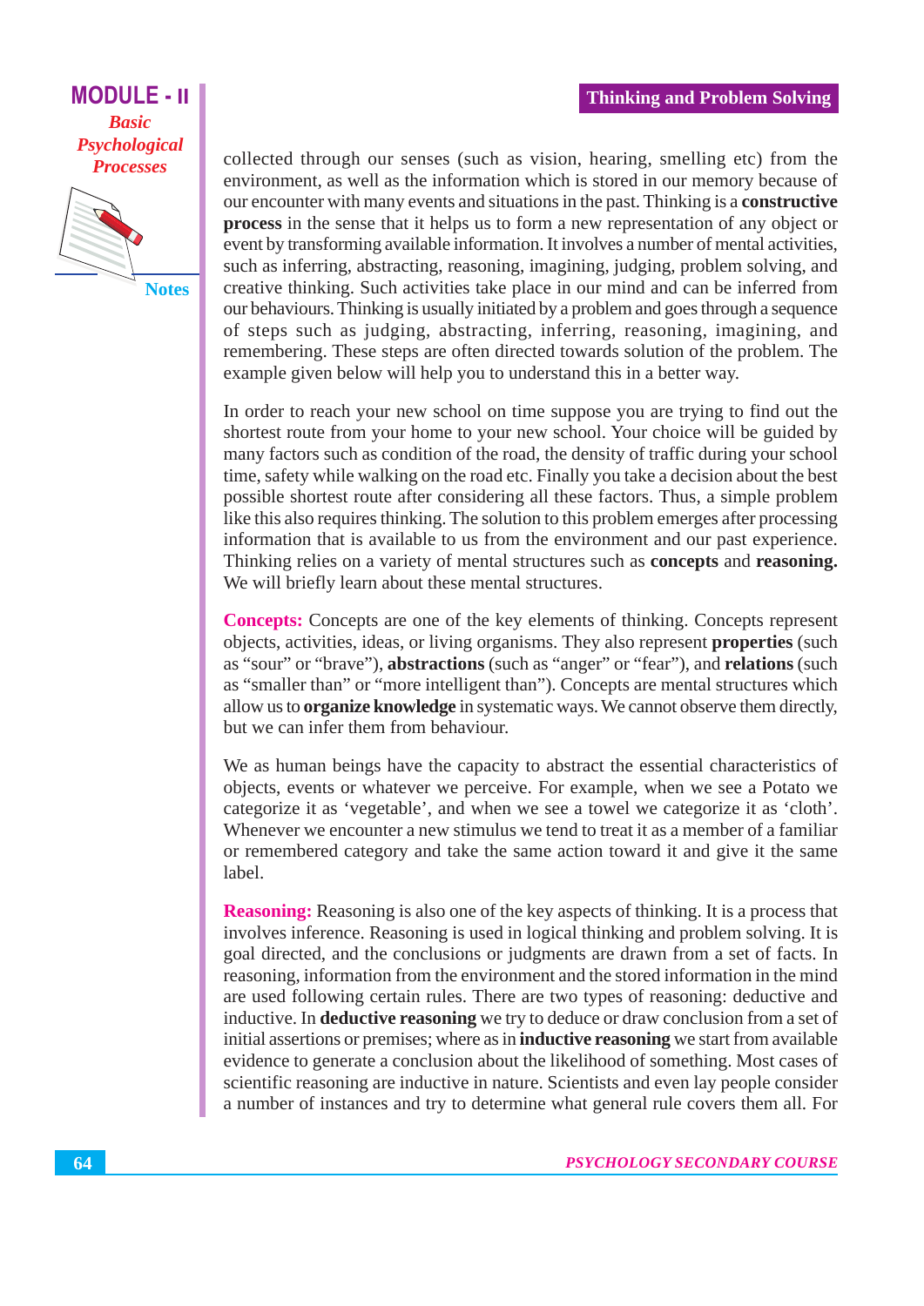collected through our senses (such as vision, hearing, smelling etc) from the environment, as well as the information which is stored in our memory because of our encounter with many events and situations in the past. Thinking is a **constructive process** in the sense that it helps us to form a new representation of any object or event by transforming available information. It involves a number of mental activities, such as inferring, abstracting, reasoning, imagining, judging, problem solving, and creative thinking. Such activities take place in our mind and can be inferred from our behaviours. Thinking is usually initiated by a problem and goes through a sequence of steps such as judging, abstracting, inferring, reasoning, imagining, and remembering. These steps are often directed towards solution of the problem. The example given below will help you to understand this in a better way.

In order to reach your new school on time suppose you are trying to find out the shortest route from your home to your new school. Your choice will be guided by many factors such as condition of the road, the density of traffic during your school time, safety while walking on the road etc. Finally you take a decision about the best possible shortest route after considering all these factors. Thus, a simple problem like this also requires thinking. The solution to this problem emerges after processing information that is available to us from the environment and our past experience. Thinking relies on a variety of mental structures such as **concepts** and **reasoning.** We will briefly learn about these mental structures.

**Concepts:** Concepts are one of the key elements of thinking. Concepts represent objects, activities, ideas, or living organisms. They also represent **properties** (such as "sour" or "brave"), **abstractions** (such as "anger" or "fear"), and **relations** (such as "smaller than" or "more intelligent than"). Concepts are mental structures which allow us to **organize knowledge** in systematic ways. We cannot observe them directly, but we can infer them from behaviour.

We as human beings have the capacity to abstract the essential characteristics of objects, events or whatever we perceive. For example, when we see a Potato we categorize it as 'vegetable', and when we see a towel we categorize it as 'cloth'. Whenever we encounter a new stimulus we tend to treat it as a member of a familiar or remembered category and take the same action toward it and give it the same label.

**Reasoning:** Reasoning is also one of the key aspects of thinking. It is a process that involves inference. Reasoning is used in logical thinking and problem solving. It is goal directed, and the conclusions or judgments are drawn from a set of facts. In reasoning, information from the environment and the stored information in the mind are used following certain rules. There are two types of reasoning: deductive and inductive. In **deductive reasoning** we try to deduce or draw conclusion from a set of initial assertions or premises; where as in **inductive reasoning** we start from available evidence to generate a conclusion about the likelihood of something. Most cases of scientific reasoning are inductive in nature. Scientists and even lay people consider a number of instances and try to determine what general rule covers them all. For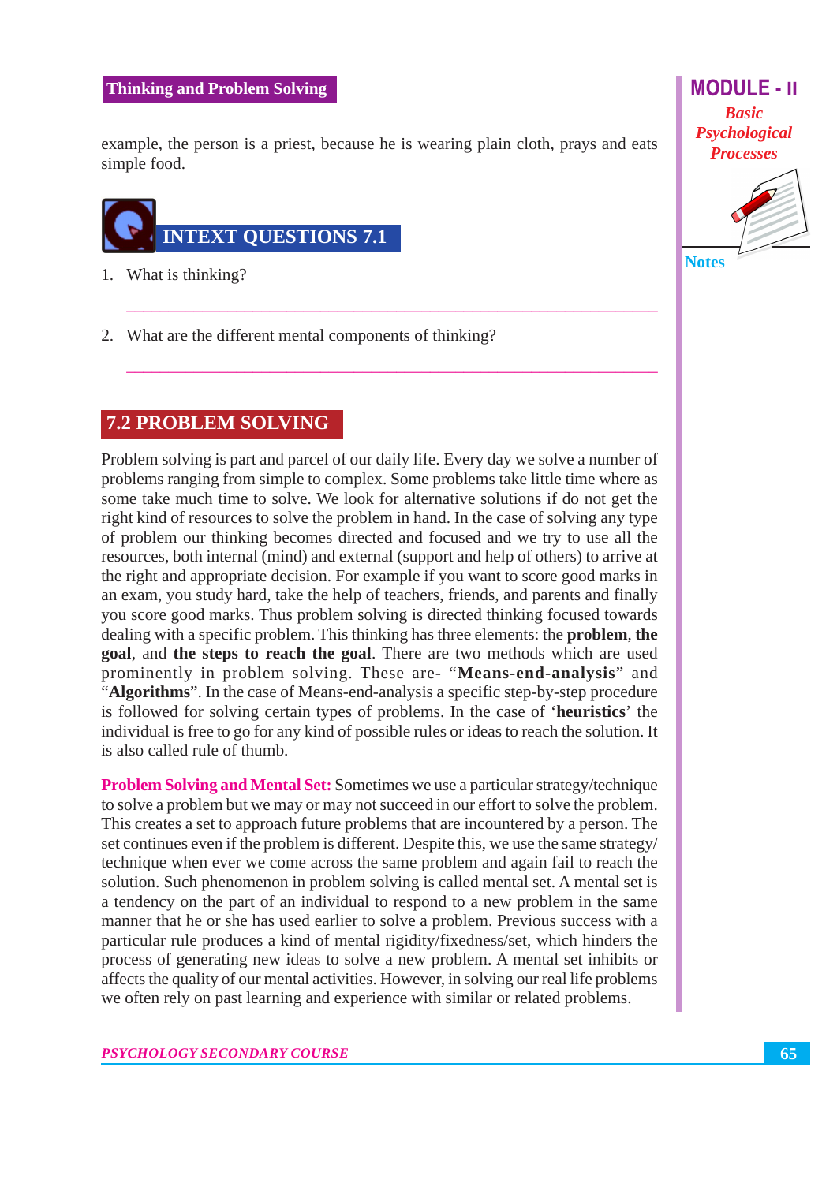example, the person is a priest, because he is wearing plain cloth, prays and eats simple food.

## INTEXT QUESTIONS 7.1

1. What is thinking?

2. What are the different mental components of thinking?

## 7.2 PROBLEM SOLVING

Problem solving is part and parcel of our daily life. Every day we solve a number of problems ranging from simple to complex. Some problems take little time where as some take much time to solve. We look for alternative solutions if do not get the right kind of resources to solve the problem in hand. In the case of solving any type of problem our thinking becomes directed and focused and we try to use all the resources, both internal (mind) and external (support and help of others) to arrive at the right and appropriate decision. For example if you want to score good marks in an exam, you study hard, take the help of teachers, friends, and parents and finally you score good marks. Thus problem solving is directed thinking focused towards dealing with a specific problem. This thinking has three elements: the **problem**, **the goal**, and **the steps to reach the goal**. There are two methods which are used prominently in problem solving. These are- "**Means-end-analysis**" and "**Algorithms**". In the case of Means-end-analysis a specific step-by-step procedure is followed for solving certain types of problems. In the case of '**heuristics**' the individual is free to go for any kind of possible rules or ideas to reach the solution. It is also called rule of thumb.

**Problem Solving and Mental Set:** Sometimes we use a particular strategy/technique to solve a problem but we may or may not succeed in our effort to solve the problem. This creates a set to approach future problems that are incountered by a person. The set continues even if the problem is different. Despite this, we use the same strategy/technique when ever we come across the same problem and again fail to reach the solution. Such phenomenon in problem solving is called mental set. A mental set is a tendency on the part of an individual to respond to a new problem in the same manner that he or she has used earlier to solve a problem. Previous success with a particular rule produces a kind of mental rigidity/fixedness/set, which hinders the process of generating new ideas to solve a new problem. A mental set inhibits or affects the quality of our mental activities. However, in solving our real life problems we often rely on past learning and experience with similar or related problems.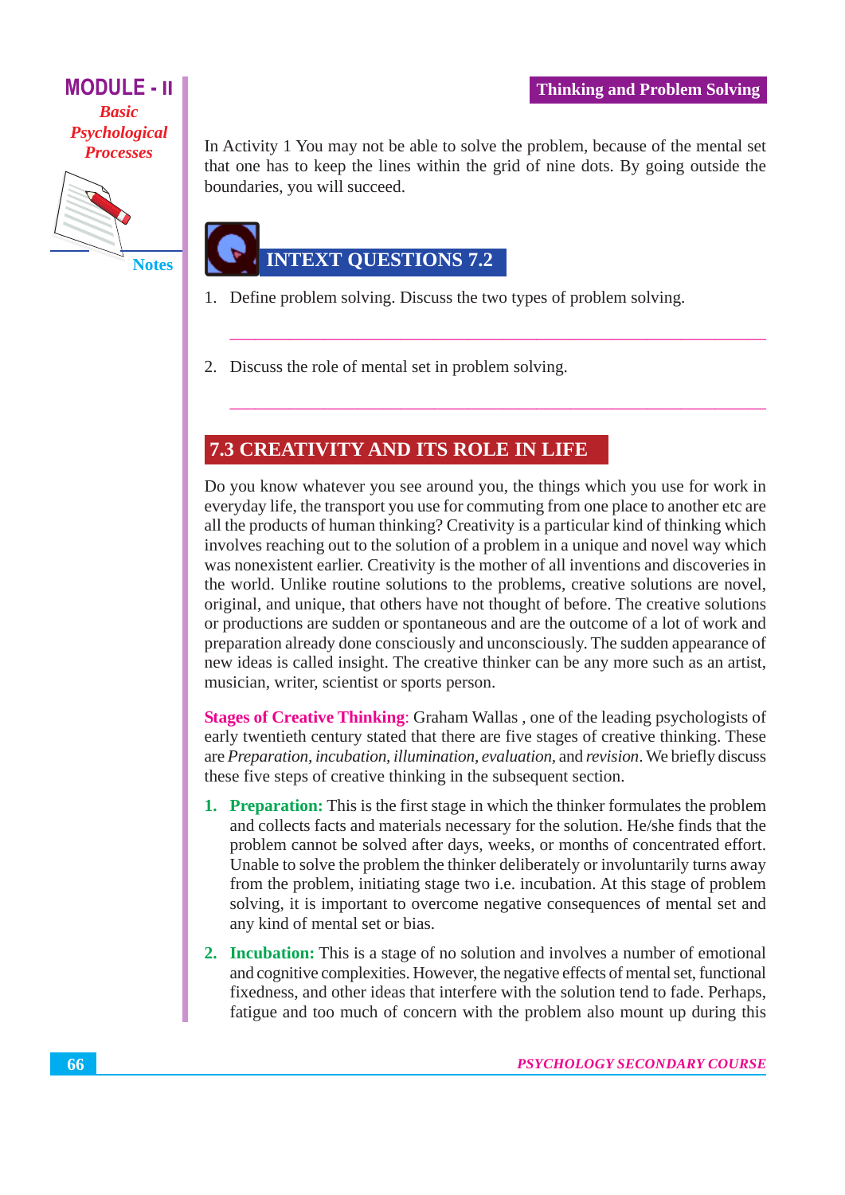In Activity 1 You may not be able to solve the problem, because of the mental set that one has to keep the lines within the grid of nine dots. By going outside the boundaries, you will succeed.

## INTEXT QUESTIONS 7.2

1. Define problem solving. Discuss the two types of problem solving.

   ______________________________________________

2. Discuss the role of mental set in problem solving.

   ______________________________________________

## 7.3 CREATIVITY AND ITS ROLE IN LIFE

Do you know whatever you see around you, the things which you use for work in everyday life, the transport you use for commuting from one place to another etc are all the products of human thinking? Creativity is a particular kind of thinking which involves reaching out to the solution of a problem in a unique and novel way which was nonexistent earlier. Creativity is the mother of all inventions and discoveries in the world. Unlike routine solutions to the problems, creative solutions are novel, original, and unique, that others have not thought of before. The creative solutions or productions are sudden or spontaneous and are the outcome of a lot of work and preparation already done consciously and unconsciously. The sudden appearance of new ideas is called insight. The creative thinker can be any more such as an artist, musician, writer, scientist or sports person.

**Stages of Creative Thinking**: Graham Wallas , one of the leading psychologists of early twentieth century stated that there are five stages of creative thinking. These are *Preparation, incubation, illumination, evaluation,* and *revision*. We briefly discuss these five steps of creative thinking in the subsequent section.

1. **Preparation:** This is the first stage in which the thinker formulates the problem and collects facts and materials necessary for the solution. He/she finds that the problem cannot be solved after days, weeks, or months of concentrated effort. Unable to solve the problem the thinker deliberately or involuntarily turns away from the problem, initiating stage two i.e. incubation. At this stage of problem solving, it is important to overcome negative consequences of mental set and any kind of mental set or bias.

2. **Incubation:** This is a stage of no solution and involves a number of emotional and cognitive complexities. However, the negative effects of mental set, functional fixedness, and other ideas that interfere with the solution tend to fade. Perhaps, fatigue and too much of concern with the problem also mount up during this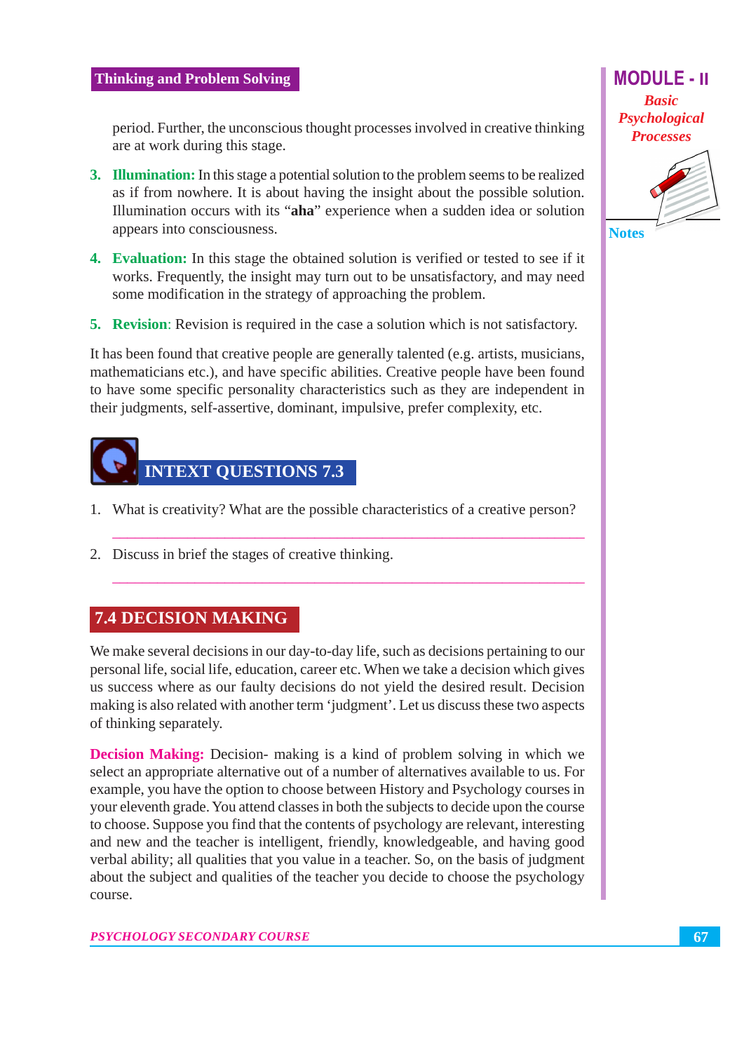period. Further, the unconscious thought processes involved in creative thinking are at work during this stage.

3. **Illumination:** In this stage a potential solution to the problem seems to be realized as if from nowhere. It is about having the insight about the possible solution. Illumination occurs with its "**aha**" experience when a sudden idea or solution appears into consciousness.

4. **Evaluation:** In this stage the obtained solution is verified or tested to see if it works. Frequently, the insight may turn out to be unsatisfactory, and may need some modification in the strategy of approaching the problem.

5. **Revision**: Revision is required in the case a solution which is not satisfactory.

It has been found that creative people are generally talented (e.g. artists, musicians, mathematicians etc.), and have specific abilities. Creative people have been found to have some specific personality characteristics such as they are independent in their judgments, self-assertive, dominant, impulsive, prefer complexity, etc.

## INTEXT QUESTIONS 7.3

1. What is creativity? What are the possible characteristics of a creative person?

   ______________________________________________

2. Discuss in brief the stages of creative thinking.

   ______________________________________________

## 7.4 DECISION MAKING

We make several decisions in our day-to-day life, such as decisions pertaining to our personal life, social life, education, career etc. When we take a decision which gives us success where as our faulty decisions do not yield the desired result. Decision making is also related with another term 'judgment'. Let us discuss these two aspects of thinking separately.

**Decision Making:** Decision- making is a kind of problem solving in which we select an appropriate alternative out of a number of alternatives available to us. For example, you have the option to choose between History and Psychology courses in your eleventh grade. You attend classes in both the subjects to decide upon the course to choose. Suppose you find that the contents of psychology are relevant, interesting and new and the teacher is intelligent, friendly, knowledgeable, and having good verbal ability; all qualities that you value in a teacher. So, on the basis of judgment about the subject and qualities of the teacher you decide to choose the psychology course.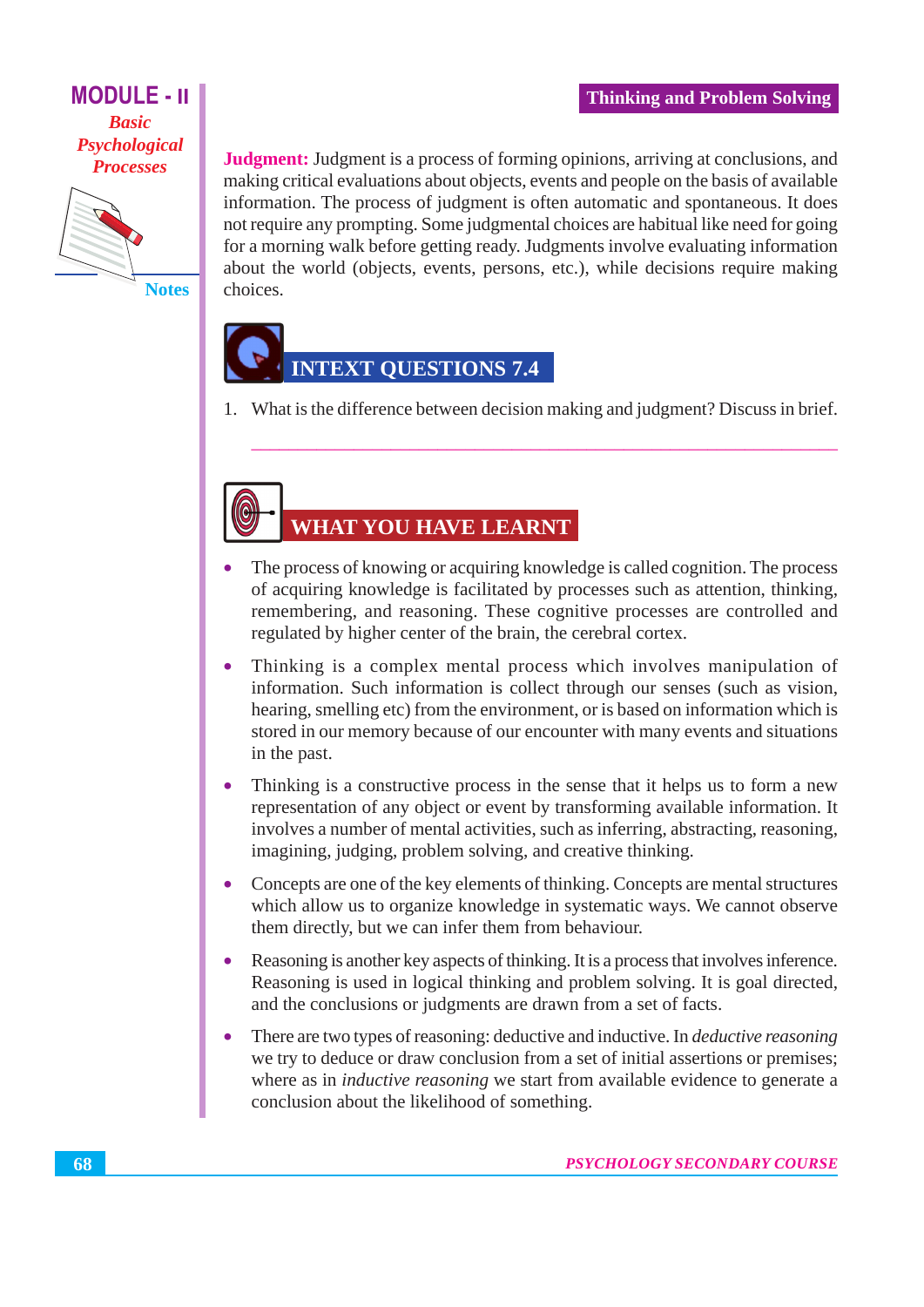**Judgment:** Judgment is a process of forming opinions, arriving at conclusions, and making critical evaluations about objects, events and people on the basis of available information. The process of judgment is often automatic and spontaneous. It does not require any prompting. Some judgmental choices are habitual like need for going for a morning walk before getting ready. Judgments involve evaluating information about the world (objects, events, persons, etc.), while decisions require making choices.

## INTEXT QUESTIONS 7.4

1. What is the difference between decision making and judgment? Discuss in brief.

## WHAT YOU HAVE LEARNT

- The process of knowing or acquiring knowledge is called cognition. The process of acquiring knowledge is facilitated by processes such as attention, thinking, remembering, and reasoning. These cognitive processes are controlled and regulated by higher center of the brain, the cerebral cortex.
- Thinking is a complex mental process which involves manipulation of information. Such information is collect through our senses (such as vision, hearing, smelling etc) from the environment, or is based on information which is stored in our memory because of our encounter with many events and situations in the past.
- Thinking is a constructive process in the sense that it helps us to form a new representation of any object or event by transforming available information. It involves a number of mental activities, such as inferring, abstracting, reasoning, imagining, judging, problem solving, and creative thinking.
- Concepts are one of the key elements of thinking. Concepts are mental structures which allow us to organize knowledge in systematic ways. We cannot observe them directly, but we can infer them from behaviour.
- Reasoning is another key aspects of thinking. It is a process that involves inference. Reasoning is used in logical thinking and problem solving. It is goal directed, and the conclusions or judgments are drawn from a set of facts.
- There are two types of reasoning: deductive and inductive. In *deductive reasoning* we try to deduce or draw conclusion from a set of initial assertions or premises; where as in *inductive reasoning* we start from available evidence to generate a conclusion about the likelihood of something.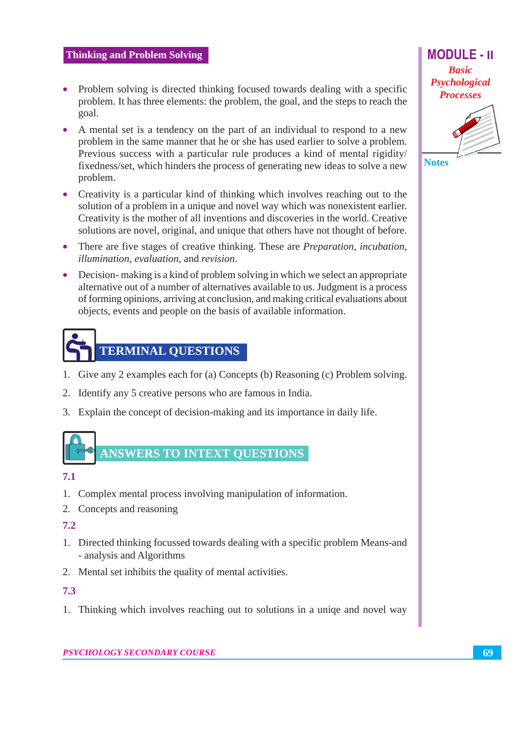- Problem solving is directed thinking focused towards dealing with a specific problem. It has three elements: the problem, the goal, and the steps to reach the goal.
- A mental set is a tendency on the part of an individual to respond to a new problem in the same manner that he or she has used earlier to solve a problem. Previous success with a particular rule produces a kind of mental rigidity/ fixedness/set, which hinders the process of generating new ideas to solve a new problem.
- Creativity is a particular kind of thinking which involves reaching out to the solution of a problem in a unique and novel way which was nonexistent earlier. Creativity is the mother of all inventions and discoveries in the world. Creative solutions are novel, original, and unique that others have not thought of before.
- There are five stages of creative thinking. These are *Preparation, incubation, illumination, evaluation,* and *revision*.
- Decision- making is a kind of problem solving in which we select an appropriate alternative out of a number of alternatives available to us. Judgment is a process of forming opinions, arriving at conclusion, and making critical evaluations about objects, events and people on the basis of available information.

## TERMINAL QUESTIONS

1. Give any 2 examples each for (a) Concepts (b) Reasoning (c) Problem solving.
2. Identify any 5 creative persons who are famous in India.
3. Explain the concept of decision-making and its importance in daily life.

## ANSWERS TO INTEXT QUESTIONS

**7.1**

1. Complex mental process involving manipulation of information.
2. Concepts and reasoning

**7.2**

1. Directed thinking focussed towards dealing with a specific problem Means-and - analysis and Algorithms
2. Mental set inhibits the quality of mental activities.

**7.3**

1. Thinking which involves reaching out to solutions in a uniqe and novel way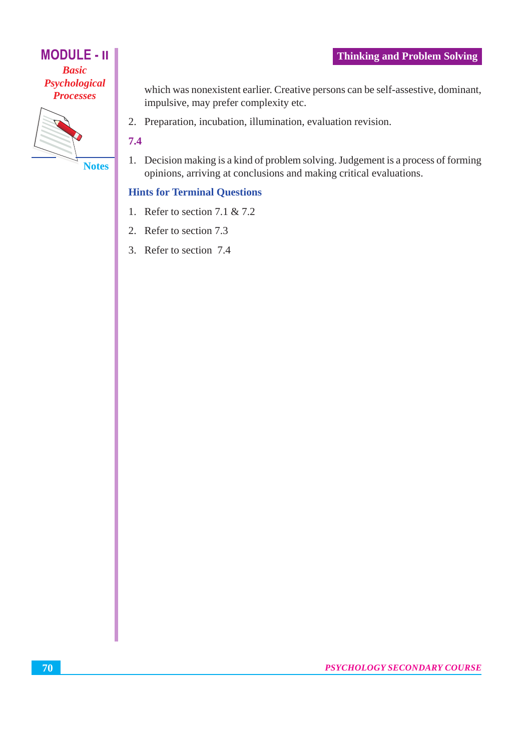which was nonexistent earlier. Creative persons can be self-assestive, dominant, impulsive, may prefer complexity etc.

2. Preparation, incubation, illumination, evaluation revision.

### 7.4

1. Decision making is a kind of problem solving. Judgement is a process of forming opinions, arriving at conclusions and making critical evaluations.

## Hints for Terminal Questions

1. Refer to section 7.1 & 7.2
2. Refer to section 7.3
3. Refer to section 7.4